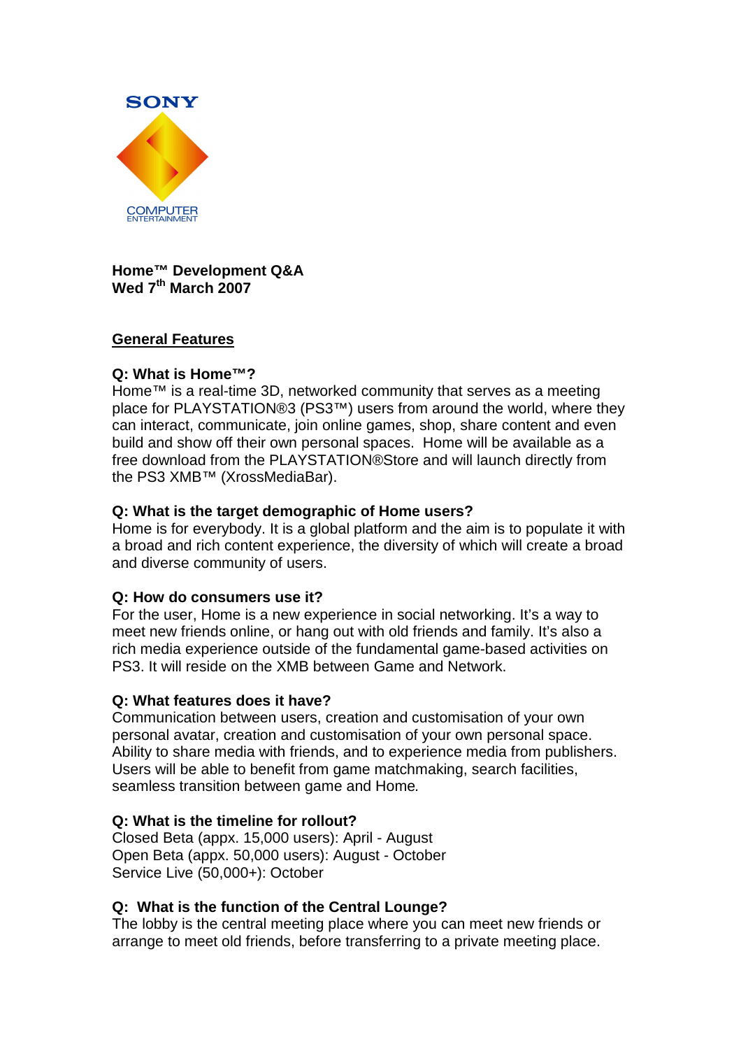SONY

COMPUTER ENTERTAINMENT

**Home™ Development Q&A**
**Wed 7th March 2007**

## General Features

**Q: What is Home™?**
Home™ is a real-time 3D, networked community that serves as a meeting place for PLAYSTATION®3 (PS3™) users from around the world, where they can interact, communicate, join online games, shop, share content and even build and show off their own personal spaces. Home will be available as a free download from the PLAYSTATION®Store and will launch directly from the PS3 XMB™ (XrossMediaBar).

**Q: What is the target demographic of Home users?**
Home is for everybody. It is a global platform and the aim is to populate it with a broad and rich content experience, the diversity of which will create a broad and diverse community of users.

**Q: How do consumers use it?**
For the user, Home is a new experience in social networking. It's a way to meet new friends online, or hang out with old friends and family. It's also a rich media experience outside of the fundamental game-based activities on PS3. It will reside on the XMB between Game and Network.

**Q: What features does it have?**
Communication between users, creation and customisation of your own personal avatar, creation and customisation of your own personal space. Ability to share media with friends, and to experience media from publishers. Users will be able to benefit from game matchmaking, search facilities, seamless transition between game and Home.

**Q: What is the timeline for rollout?**
Closed Beta (appx. 15,000 users): April - August
Open Beta (appx. 50,000 users): August - October
Service Live (50,000+): October

**Q: What is the function of the Central Lounge?**
The lobby is the central meeting place where you can meet new friends or arrange to meet old friends, before transferring to a private meeting place.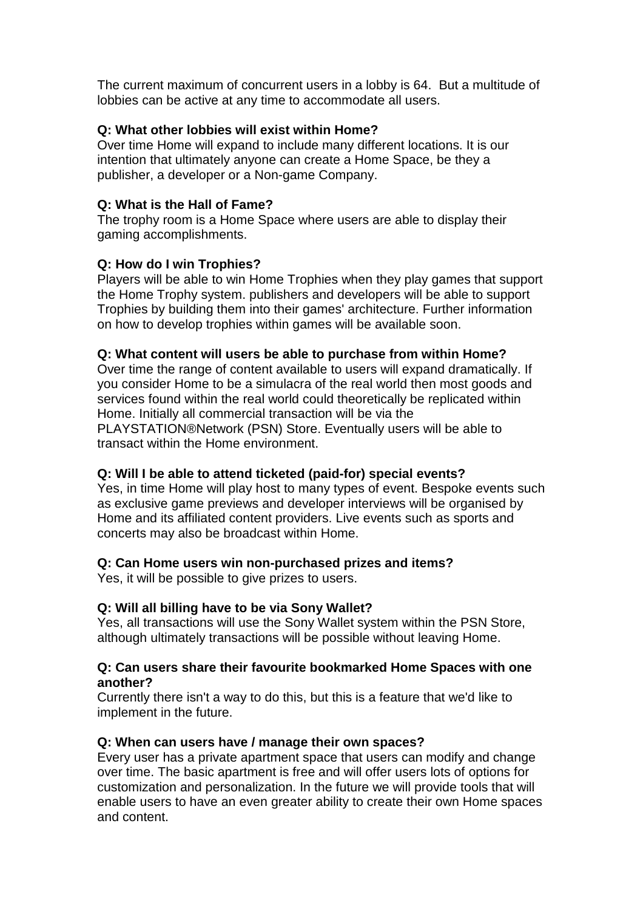The current maximum of concurrent users in a lobby is 64. But a multitude of lobbies can be active at any time to accommodate all users.

**Q: What other lobbies will exist within Home?**
Over time Home will expand to include many different locations. It is our intention that ultimately anyone can create a Home Space, be they a publisher, a developer or a Non-game Company.

**Q: What is the Hall of Fame?**
The trophy room is a Home Space where users are able to display their gaming accomplishments.

**Q: How do I win Trophies?**
Players will be able to win Home Trophies when they play games that support the Home Trophy system. publishers and developers will be able to support Trophies by building them into their games' architecture. Further information on how to develop trophies within games will be available soon.

**Q: What content will users be able to purchase from within Home?**
Over time the range of content available to users will expand dramatically. If you consider Home to be a simulacra of the real world then most goods and services found within the real world could theoretically be replicated within Home. Initially all commercial transaction will be via the PLAYSTATION®Network (PSN) Store. Eventually users will be able to transact within the Home environment.

**Q: Will I be able to attend ticketed (paid-for) special events?**
Yes, in time Home will play host to many types of event. Bespoke events such as exclusive game previews and developer interviews will be organised by Home and its affiliated content providers. Live events such as sports and concerts may also be broadcast within Home.

**Q: Can Home users win non-purchased prizes and items?**
Yes, it will be possible to give prizes to users.

**Q: Will all billing have to be via Sony Wallet?**
Yes, all transactions will use the Sony Wallet system within the PSN Store, although ultimately transactions will be possible without leaving Home.

**Q: Can users share their favourite bookmarked Home Spaces with one another?**
Currently there isn't a way to do this, but this is a feature that we'd like to implement in the future.

**Q: When can users have / manage their own spaces?**
Every user has a private apartment space that users can modify and change over time. The basic apartment is free and will offer users lots of options for customization and personalization. In the future we will provide tools that will enable users to have an even greater ability to create their own Home spaces and content.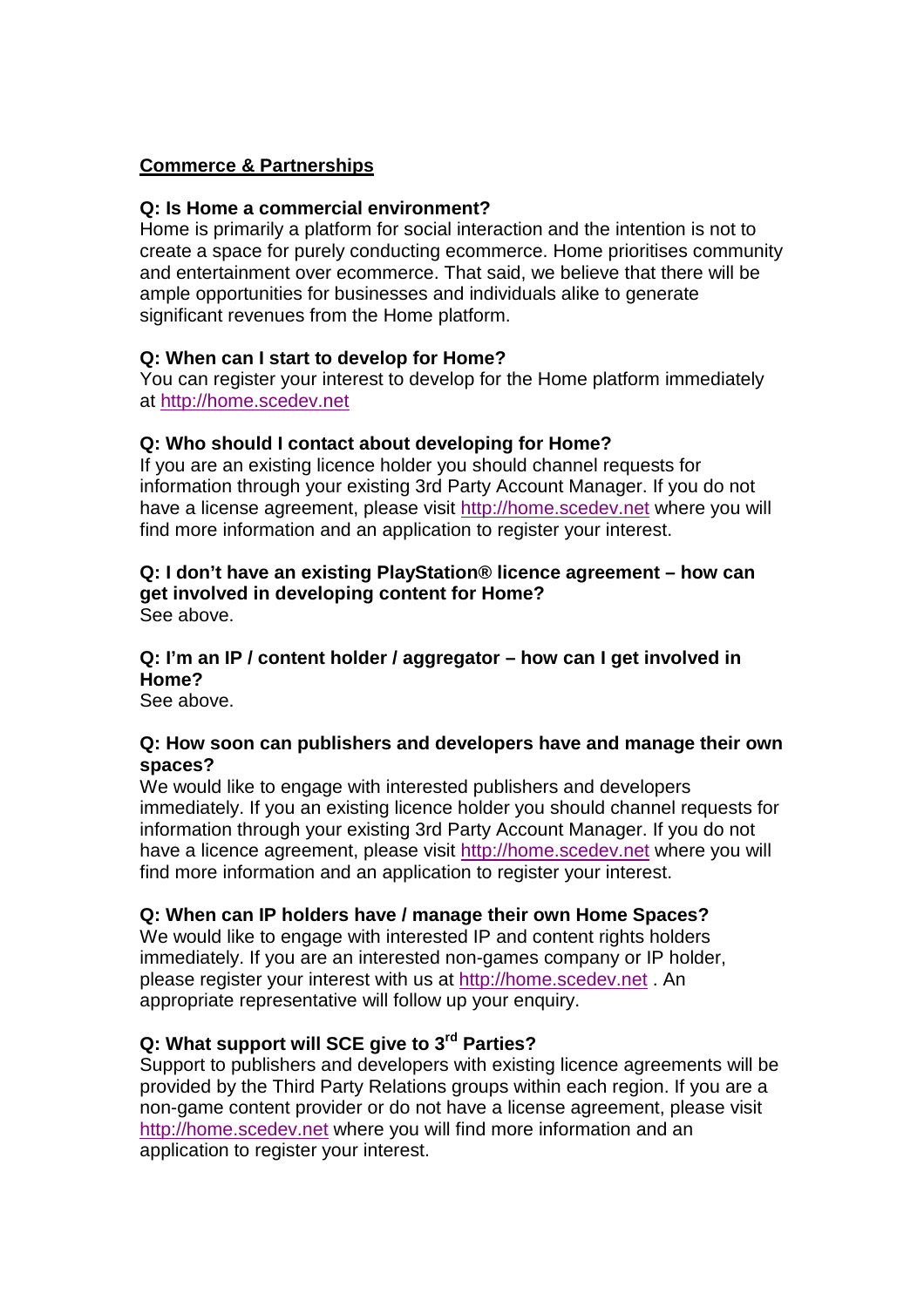## Commerce & Partnerships

**Q: Is Home a commercial environment?**
Home is primarily a platform for social interaction and the intention is not to create a space for purely conducting ecommerce. Home prioritises community and entertainment over ecommerce. That said, we believe that there will be ample opportunities for businesses and individuals alike to generate significant revenues from the Home platform.

**Q: When can I start to develop for Home?**
You can register your interest to develop for the Home platform immediately at http://home.scedev.net

**Q: Who should I contact about developing for Home?**
If you are an existing licence holder you should channel requests for information through your existing 3rd Party Account Manager. If you do not have a license agreement, please visit http://home.scedev.net where you will find more information and an application to register your interest.

**Q: I don't have an existing PlayStation® licence agreement – how can get involved in developing content for Home?**
See above.

**Q: I'm an IP / content holder / aggregator – how can I get involved in Home?**
See above.

**Q: How soon can publishers and developers have and manage their own spaces?**
We would like to engage with interested publishers and developers immediately. If you an existing licence holder you should channel requests for information through your existing 3rd Party Account Manager. If you do not have a licence agreement, please visit http://home.scedev.net where you will find more information and an application to register your interest.

**Q: When can IP holders have / manage their own Home Spaces?**
We would like to engage with interested IP and content rights holders immediately. If you are an interested non-games company or IP holder, please register your interest with us at http://home.scedev.net . An appropriate representative will follow up your enquiry.

**Q: What support will SCE give to 3rd Parties?**
Support to publishers and developers with existing licence agreements will be provided by the Third Party Relations groups within each region. If you are a non-game content provider or do not have a license agreement, please visit http://home.scedev.net where you will find more information and an application to register your interest.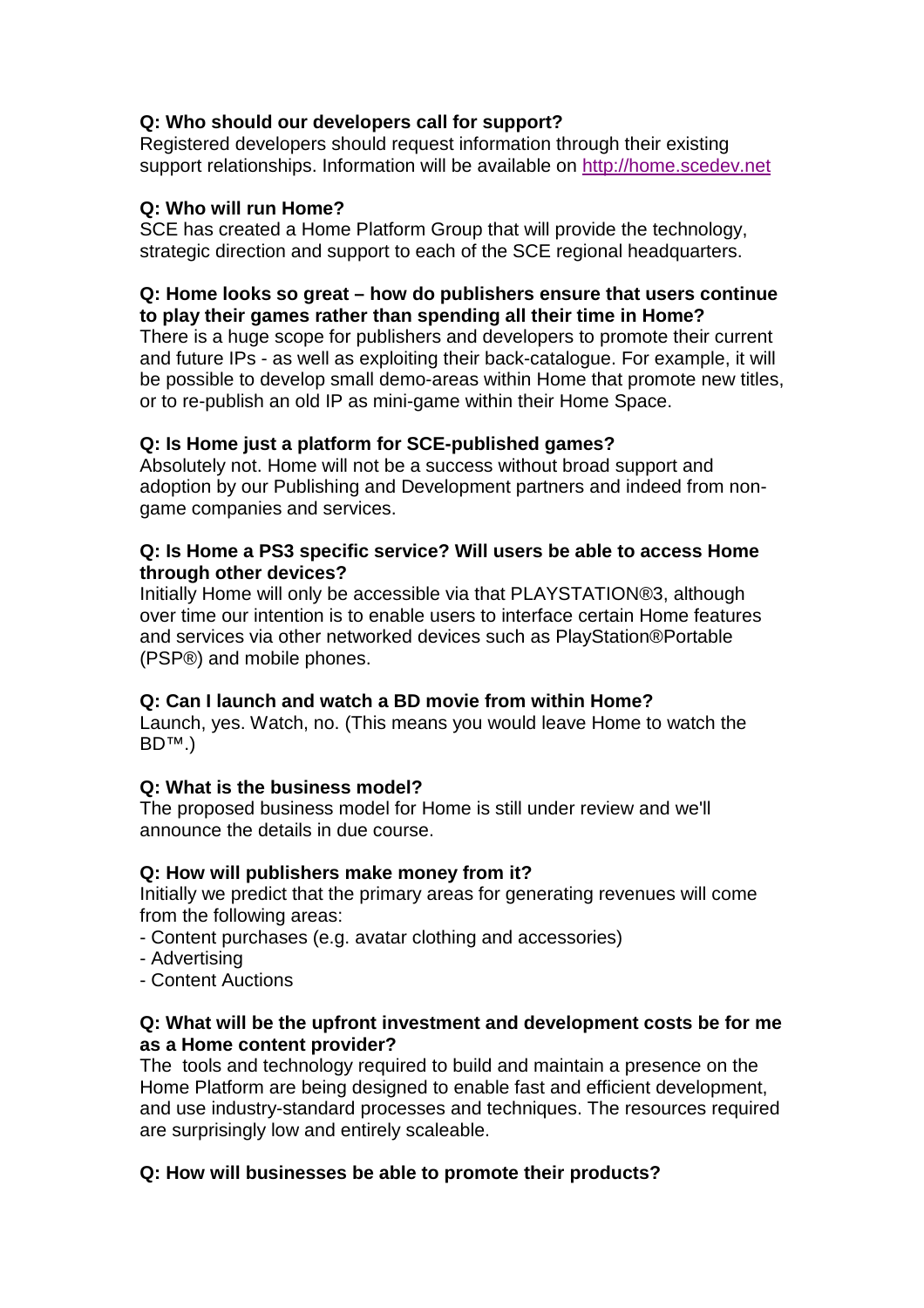**Q: Who should our developers call for support?**
Registered developers should request information through their existing support relationships. Information will be available on http://home.scedev.net

**Q: Who will run Home?**
SCE has created a Home Platform Group that will provide the technology, strategic direction and support to each of the SCE regional headquarters.

**Q: Home looks so great – how do publishers ensure that users continue to play their games rather than spending all their time in Home?**
There is a huge scope for publishers and developers to promote their current and future IPs - as well as exploiting their back-catalogue. For example, it will be possible to develop small demo-areas within Home that promote new titles, or to re-publish an old IP as mini-game within their Home Space.

**Q: Is Home just a platform for SCE-published games?**
Absolutely not. Home will not be a success without broad support and adoption by our Publishing and Development partners and indeed from non-game companies and services.

**Q: Is Home a PS3 specific service? Will users be able to access Home through other devices?**
Initially Home will only be accessible via that PLAYSTATION®3, although over time our intention is to enable users to interface certain Home features and services via other networked devices such as PlayStation®Portable (PSP®) and mobile phones.

**Q: Can I launch and watch a BD movie from within Home?**
Launch, yes. Watch, no. (This means you would leave Home to watch the BD™.)

**Q: What is the business model?**
The proposed business model for Home is still under review and we'll announce the details in due course.

**Q: How will publishers make money from it?**
Initially we predict that the primary areas for generating revenues will come from the following areas:
- Content purchases (e.g. avatar clothing and accessories)
- Advertising
- Content Auctions

**Q: What will be the upfront investment and development costs be for me as a Home content provider?**
The tools and technology required to build and maintain a presence on the Home Platform are being designed to enable fast and efficient development, and use industry-standard processes and techniques. The resources required are surprisingly low and entirely scaleable.

**Q: How will businesses be able to promote their products?**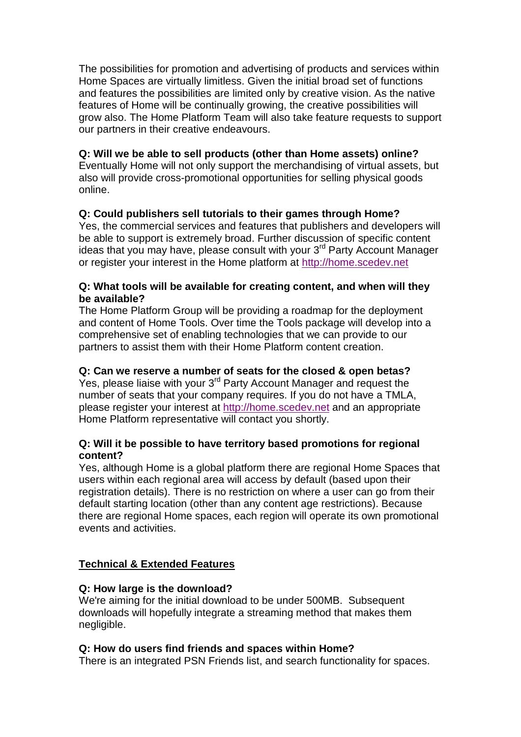The possibilities for promotion and advertising of products and services within Home Spaces are virtually limitless. Given the initial broad set of functions and features the possibilities are limited only by creative vision. As the native features of Home will be continually growing, the creative possibilities will grow also. The Home Platform Team will also take feature requests to support our partners in their creative endeavours.

**Q: Will we be able to sell products (other than Home assets) online?**
Eventually Home will not only support the merchandising of virtual assets, but also will provide cross-promotional opportunities for selling physical goods online.

**Q: Could publishers sell tutorials to their games through Home?**
Yes, the commercial services and features that publishers and developers will be able to support is extremely broad. Further discussion of specific content ideas that you may have, please consult with your 3rd Party Account Manager or register your interest in the Home platform at [http://home.scedev.net](http://home.scedev.net)

**Q: What tools will be available for creating content, and when will they be available?**
The Home Platform Group will be providing a roadmap for the deployment and content of Home Tools. Over time the Tools package will develop into a comprehensive set of enabling technologies that we can provide to our partners to assist them with their Home Platform content creation.

**Q: Can we reserve a number of seats for the closed & open betas?**
Yes, please liaise with your 3rd Party Account Manager and request the number of seats that your company requires. If you do not have a TMLA, please register your interest at [http://home.scedev.net](http://home.scedev.net) and an appropriate Home Platform representative will contact you shortly.

**Q: Will it be possible to have territory based promotions for regional content?**
Yes, although Home is a global platform there are regional Home Spaces that users within each regional area will access by default (based upon their registration details). There is no restriction on where a user can go from their default starting location (other than any content age restrictions). Because there are regional Home spaces, each region will operate its own promotional events and activities.

## Technical & Extended Features

**Q: How large is the download?**
We're aiming for the initial download to be under 500MB. Subsequent downloads will hopefully integrate a streaming method that makes them negligible.

**Q: How do users find friends and spaces within Home?**
There is an integrated PSN Friends list, and search functionality for spaces.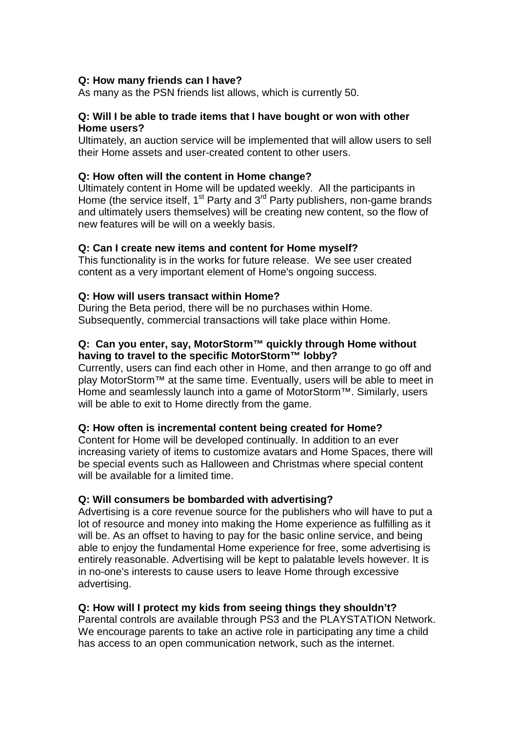**Q: How many friends can I have?**
As many as the PSN friends list allows, which is currently 50.

**Q: Will I be able to trade items that I have bought or won with other Home users?**
Ultimately, an auction service will be implemented that will allow users to sell their Home assets and user-created content to other users.

**Q: How often will the content in Home change?**
Ultimately content in Home will be updated weekly. All the participants in Home (the service itself, 1st Party and 3rd Party publishers, non-game brands and ultimately users themselves) will be creating new content, so the flow of new features will be will on a weekly basis.

**Q: Can I create new items and content for Home myself?**
This functionality is in the works for future release. We see user created content as a very important element of Home's ongoing success.

**Q: How will users transact within Home?**
During the Beta period, there will be no purchases within Home. Subsequently, commercial transactions will take place within Home.

**Q: Can you enter, say, MotorStorm™ quickly through Home without having to travel to the specific MotorStorm™ lobby?**
Currently, users can find each other in Home, and then arrange to go off and play MotorStorm™ at the same time. Eventually, users will be able to meet in Home and seamlessly launch into a game of MotorStorm™. Similarly, users will be able to exit to Home directly from the game.

**Q: How often is incremental content being created for Home?**
Content for Home will be developed continually. In addition to an ever increasing variety of items to customize avatars and Home Spaces, there will be special events such as Halloween and Christmas where special content will be available for a limited time.

**Q: Will consumers be bombarded with advertising?**
Advertising is a core revenue source for the publishers who will have to put a lot of resource and money into making the Home experience as fulfilling as it will be. As an offset to having to pay for the basic online service, and being able to enjoy the fundamental Home experience for free, some advertising is entirely reasonable. Advertising will be kept to palatable levels however. It is in no-one's interests to cause users to leave Home through excessive advertising.

**Q: How will I protect my kids from seeing things they shouldn't?**
Parental controls are available through PS3 and the PLAYSTATION Network. We encourage parents to take an active role in participating any time a child has access to an open communication network, such as the internet.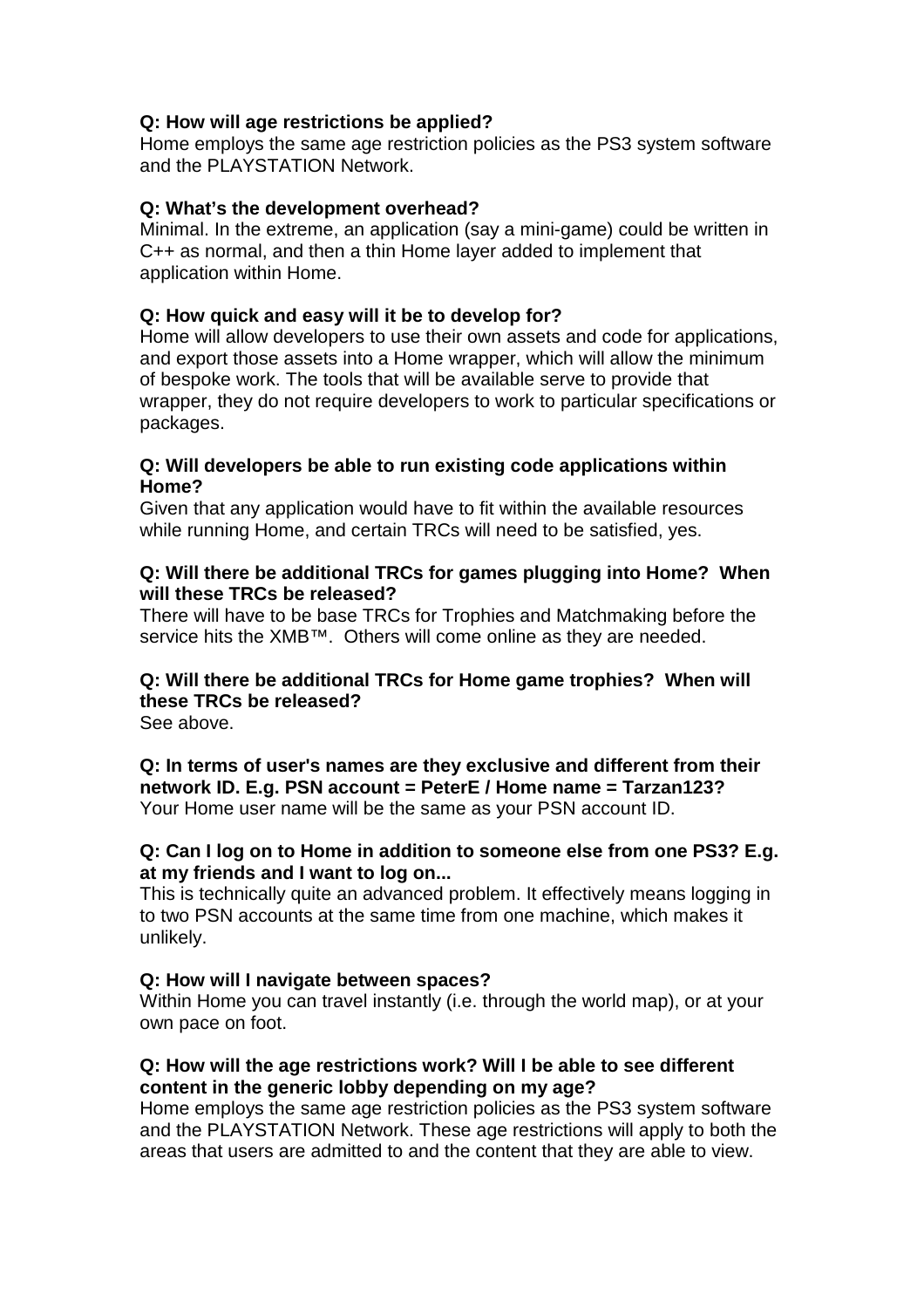**Q: How will age restrictions be applied?**
Home employs the same age restriction policies as the PS3 system software and the PLAYSTATION Network.

**Q: What's the development overhead?**
Minimal. In the extreme, an application (say a mini-game) could be written in C++ as normal, and then a thin Home layer added to implement that application within Home.

**Q: How quick and easy will it be to develop for?**
Home will allow developers to use their own assets and code for applications, and export those assets into a Home wrapper, which will allow the minimum of bespoke work. The tools that will be available serve to provide that wrapper, they do not require developers to work to particular specifications or packages.

**Q: Will developers be able to run existing code applications within Home?**
Given that any application would have to fit within the available resources while running Home, and certain TRCs will need to be satisfied, yes.

**Q: Will there be additional TRCs for games plugging into Home? When will these TRCs be released?**
There will have to be base TRCs for Trophies and Matchmaking before the service hits the XMB™. Others will come online as they are needed.

**Q: Will there be additional TRCs for Home game trophies? When will these TRCs be released?**
See above.

**Q: In terms of user's names are they exclusive and different from their network ID. E.g. PSN account = PeterE / Home name = Tarzan123?**
Your Home user name will be the same as your PSN account ID.

**Q: Can I log on to Home in addition to someone else from one PS3? E.g. at my friends and I want to log on...**
This is technically quite an advanced problem. It effectively means logging in to two PSN accounts at the same time from one machine, which makes it unlikely.

**Q: How will I navigate between spaces?**
Within Home you can travel instantly (i.e. through the world map), or at your own pace on foot.

**Q: How will the age restrictions work? Will I be able to see different content in the generic lobby depending on my age?**
Home employs the same age restriction policies as the PS3 system software and the PLAYSTATION Network. These age restrictions will apply to both the areas that users are admitted to and the content that they are able to view.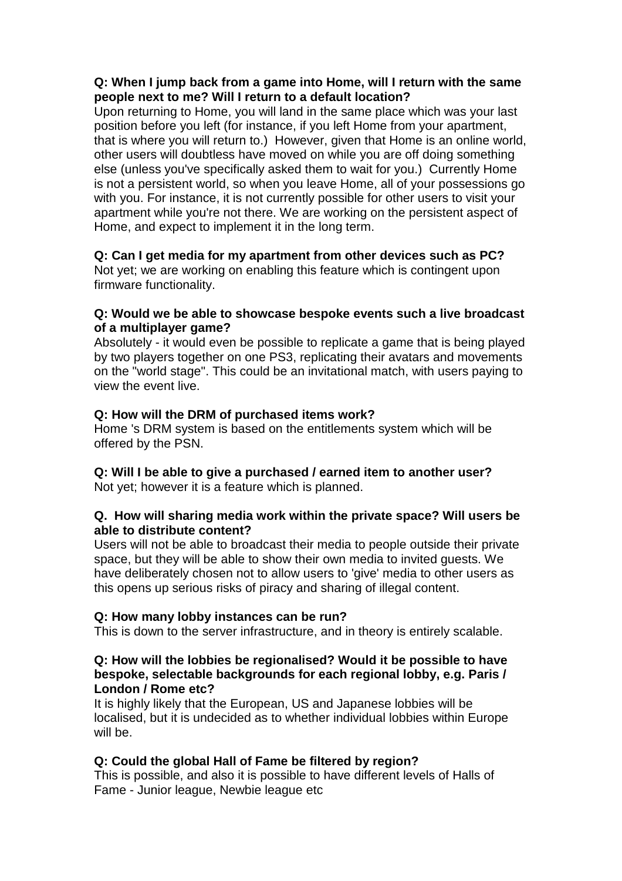**Q: When I jump back from a game into Home, will I return with the same people next to me? Will I return to a default location?**
Upon returning to Home, you will land in the same place which was your last position before you left (for instance, if you left Home from your apartment, that is where you will return to.) However, given that Home is an online world, other users will doubtless have moved on while you are off doing something else (unless you've specifically asked them to wait for you.) Currently Home is not a persistent world, so when you leave Home, all of your possessions go with you. For instance, it is not currently possible for other users to visit your apartment while you're not there. We are working on the persistent aspect of Home, and expect to implement it in the long term.

**Q: Can I get media for my apartment from other devices such as PC?**
Not yet; we are working on enabling this feature which is contingent upon firmware functionality.

**Q: Would we be able to showcase bespoke events such a live broadcast of a multiplayer game?**
Absolutely - it would even be possible to replicate a game that is being played by two players together on one PS3, replicating their avatars and movements on the "world stage". This could be an invitational match, with users paying to view the event live.

**Q: How will the DRM of purchased items work?**
Home 's DRM system is based on the entitlements system which will be offered by the PSN.

**Q: Will I be able to give a purchased / earned item to another user?**
Not yet; however it is a feature which is planned.

**Q. How will sharing media work within the private space? Will users be able to distribute content?**
Users will not be able to broadcast their media to people outside their private space, but they will be able to show their own media to invited guests. We have deliberately chosen not to allow users to 'give' media to other users as this opens up serious risks of piracy and sharing of illegal content.

**Q: How many lobby instances can be run?**
This is down to the server infrastructure, and in theory is entirely scalable.

**Q: How will the lobbies be regionalised? Would it be possible to have bespoke, selectable backgrounds for each regional lobby, e.g. Paris / London / Rome etc?**
It is highly likely that the European, US and Japanese lobbies will be localised, but it is undecided as to whether individual lobbies within Europe will be.

**Q: Could the global Hall of Fame be filtered by region?**
This is possible, and also it is possible to have different levels of Halls of Fame - Junior league, Newbie league etc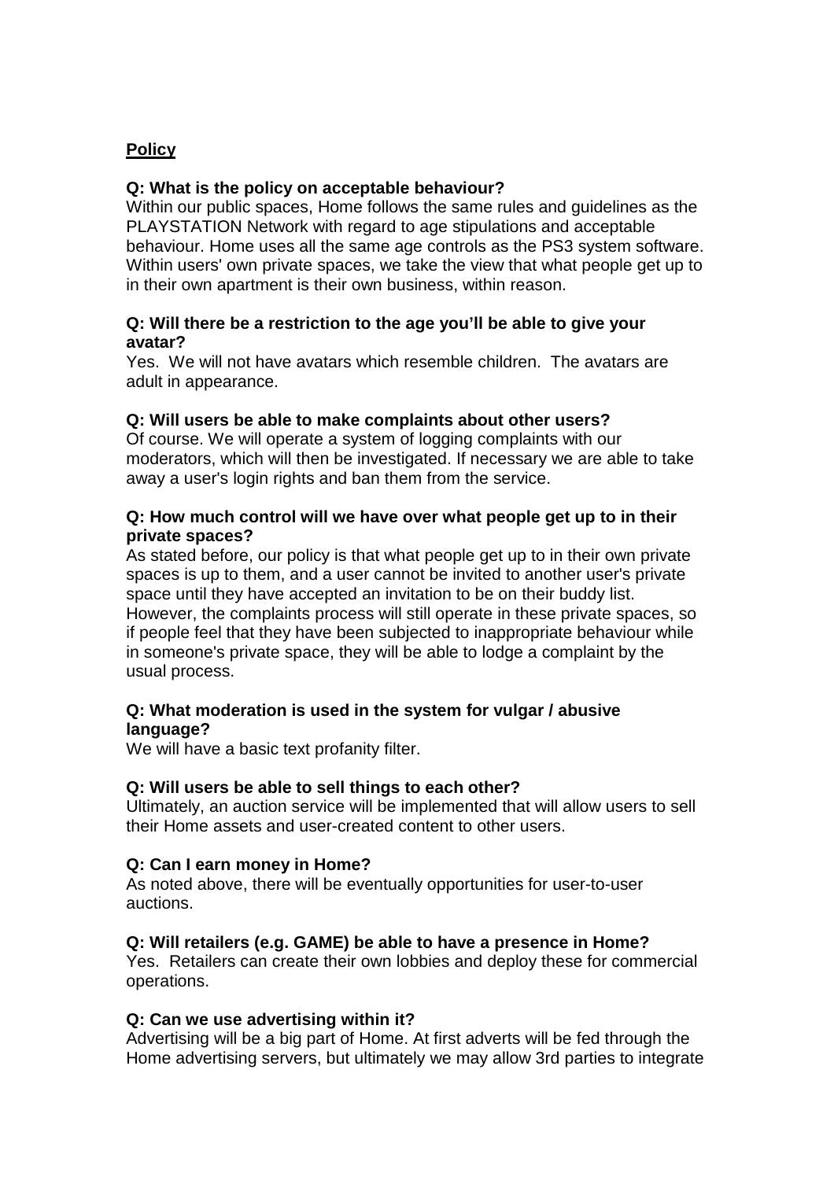## **Policy**

**Q: What is the policy on acceptable behaviour?**

Within our public spaces, Home follows the same rules and guidelines as the PLAYSTATION Network with regard to age stipulations and acceptable behaviour. Home uses all the same age controls as the PS3 system software. Within users' own private spaces, we take the view that what people get up to in their own apartment is their own business, within reason.

**Q: Will there be a restriction to the age you'll be able to give your avatar?**

Yes. We will not have avatars which resemble children. The avatars are adult in appearance.

**Q: Will users be able to make complaints about other users?**

Of course. We will operate a system of logging complaints with our moderators, which will then be investigated. If necessary we are able to take away a user's login rights and ban them from the service.

**Q: How much control will we have over what people get up to in their private spaces?**

As stated before, our policy is that what people get up to in their own private spaces is up to them, and a user cannot be invited to another user's private space until they have accepted an invitation to be on their buddy list. However, the complaints process will still operate in these private spaces, so if people feel that they have been subjected to inappropriate behaviour while in someone's private space, they will be able to lodge a complaint by the usual process.

**Q: What moderation is used in the system for vulgar / abusive language?**

We will have a basic text profanity filter.

**Q: Will users be able to sell things to each other?**

Ultimately, an auction service will be implemented that will allow users to sell their Home assets and user-created content to other users.

**Q: Can I earn money in Home?**

As noted above, there will be eventually opportunities for user-to-user auctions.

**Q: Will retailers (e.g. GAME) be able to have a presence in Home?**

Yes. Retailers can create their own lobbies and deploy these for commercial operations.

**Q: Can we use advertising within it?**

Advertising will be a big part of Home. At first adverts will be fed through the Home advertising servers, but ultimately we may allow 3rd parties to integrate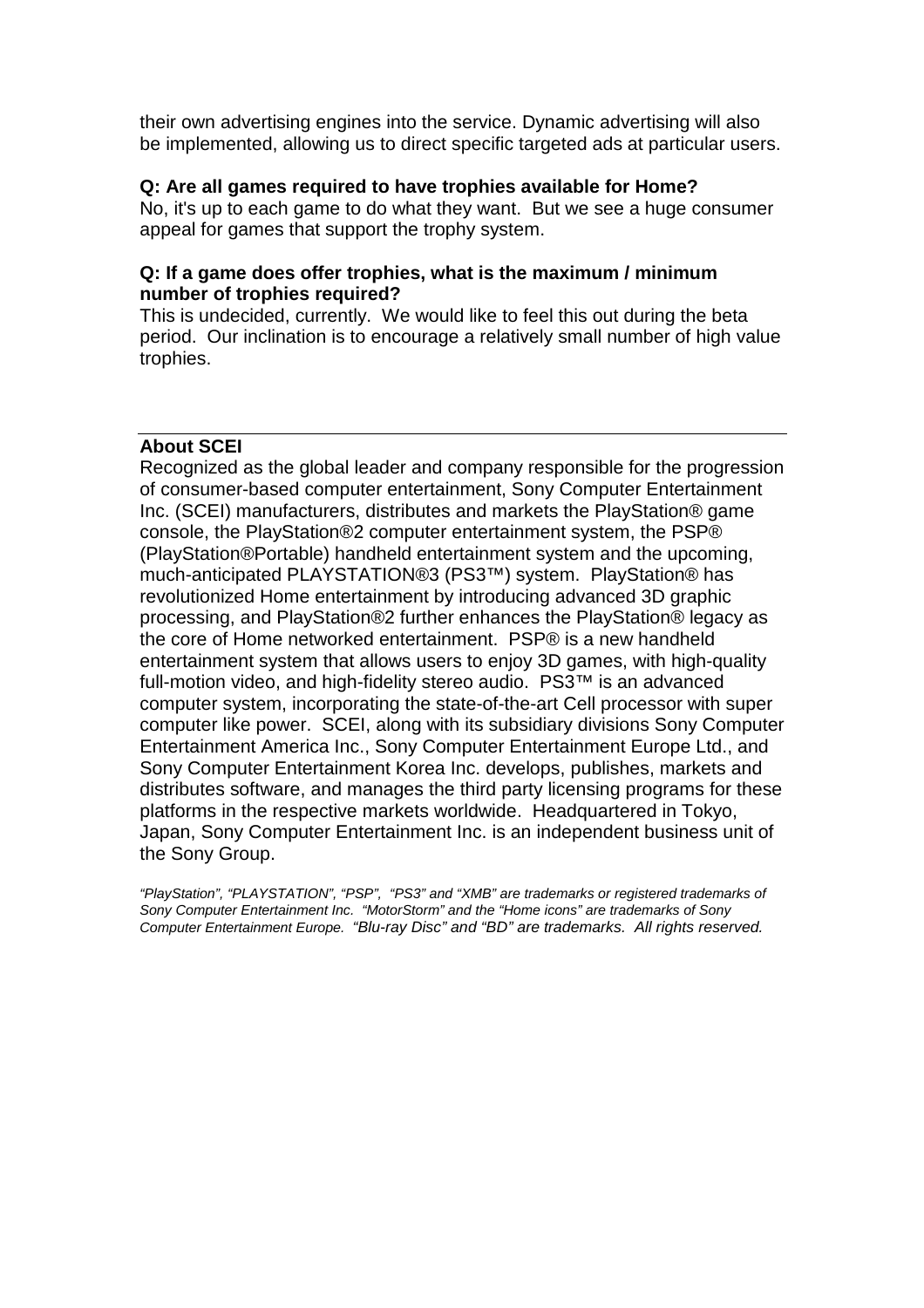their own advertising engines into the service. Dynamic advertising will also be implemented, allowing us to direct specific targeted ads at particular users.

**Q: Are all games required to have trophies available for Home?**
No, it's up to each game to do what they want. But we see a huge consumer appeal for games that support the trophy system.

**Q: If a game does offer trophies, what is the maximum / minimum number of trophies required?**
This is undecided, currently. We would like to feel this out during the beta period. Our inclination is to encourage a relatively small number of high value trophies.

---

**About SCEI**
Recognized as the global leader and company responsible for the progression of consumer-based computer entertainment, Sony Computer Entertainment Inc. (SCEI) manufacturers, distributes and markets the PlayStation® game console, the PlayStation®2 computer entertainment system, the PSP® (PlayStation®Portable) handheld entertainment system and the upcoming, much-anticipated PLAYSTATION®3 (PS3™) system. PlayStation® has revolutionized Home entertainment by introducing advanced 3D graphic processing, and PlayStation®2 further enhances the PlayStation® legacy as the core of Home networked entertainment. PSP® is a new handheld entertainment system that allows users to enjoy 3D games, with high-quality full-motion video, and high-fidelity stereo audio. PS3™ is an advanced computer system, incorporating the state-of-the-art Cell processor with super computer like power. SCEI, along with its subsidiary divisions Sony Computer Entertainment America Inc., Sony Computer Entertainment Europe Ltd., and Sony Computer Entertainment Korea Inc. develops, publishes, markets and distributes software, and manages the third party licensing programs for these platforms in the respective markets worldwide. Headquartered in Tokyo, Japan, Sony Computer Entertainment Inc. is an independent business unit of the Sony Group.

*"PlayStation", "PLAYSTATION", "PSP", "PS3" and "XMB" are trademarks or registered trademarks of Sony Computer Entertainment Inc. "MotorStorm" and the "Home icons" are trademarks of Sony Computer Entertainment Europe. "Blu-ray Disc" and "BD" are trademarks. All rights reserved.*